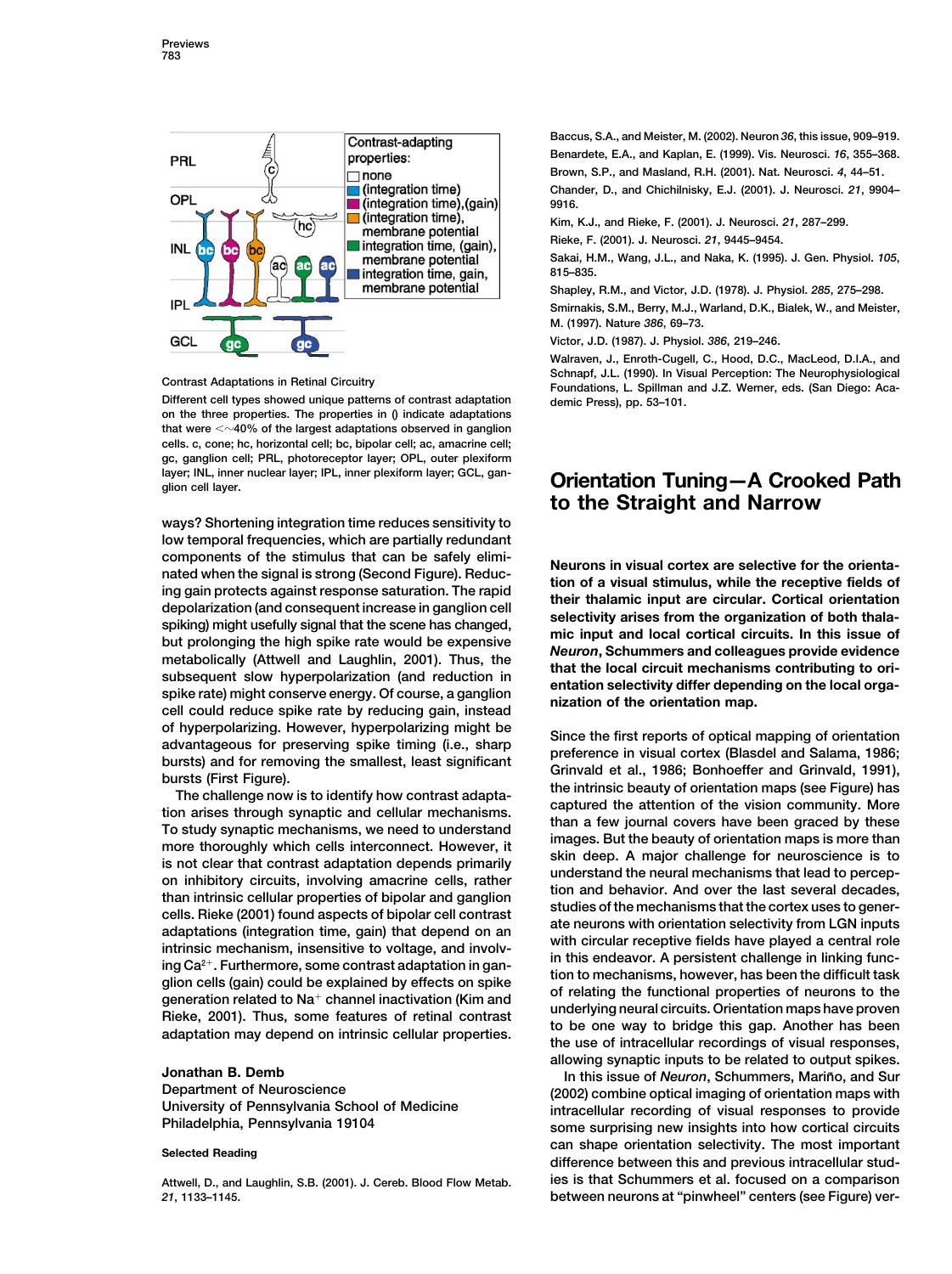Contrast Adaptations in Retinal Circuitry

Different cell types showed unique patterns of contrast adaptation on the three properties. The properties in () indicate adaptations that were <~40% of the largest adaptations observed in ganglion cells. c, cone; hc, horizontal cell; bc, bipolar cell; ac, amacrine cell; gc, ganglion cell; PRL, photoreceptor layer; OPL, outer plexiform layer; INL, inner nuclear layer; IPL, inner plexiform layer; GCL, ganglion cell layer.

ways? Shortening integration time reduces sensitivity to low temporal frequencies, which are partially redundant components of the stimulus that can be safely eliminated when the signal is strong (Second Figure). Reducing gain protects against response saturation. The rapid depolarization (and consequent increase in ganglion cell spiking) might usefully signal that the scene has changed, but prolonging the high spike rate would be expensive metabolically (Attwell and Laughlin, 2001). Thus, the subsequent slow hyperpolarization (and reduction in spike rate) might conserve energy. Of course, a ganglion cell could reduce spike rate by reducing gain, instead of hyperpolarizing. However, hyperpolarizing might be advantageous for preserving spike timing (i.e., sharp bursts) and for removing the smallest, least significant bursts (First Figure).

The challenge now is to identify how contrast adaptation arises through synaptic and cellular mechanisms. To study synaptic mechanisms, we need to understand more thoroughly which cells interconnect. However, it is not clear that contrast adaptation depends primarily on inhibitory circuits, involving amacrine cells, rather than intrinsic cellular properties of bipolar and ganglion cells. Rieke (2001) found aspects of bipolar cell contrast adaptations (integration time, gain) that depend on an intrinsic mechanism, insensitive to voltage, and involving $Ca^{2+}$. Furthermore, some contrast adaptation in ganglion cells (gain) could be explained by effects on spike generation related to $Na^{+}$ channel inactivation (Kim and Rieke, 2001). Thus, some features of retinal contrast adaptation may depend on intrinsic cellular properties.

**Jonathan B. Demb**
Department of Neuroscience
University of Pennsylvania School of Medicine
Philadelphia, Pennsylvania 19104

**Selected Reading**

Attwell, D., and Laughlin, S.B. (2001). J. Cereb. Blood Flow Metab. *21*, 1133–1145.

Baccus, S.A., and Meister, M. (2002). Neuron *36*, this issue, 909–919.

Benardete, E.A., and Kaplan, E. (1999). Vis. Neurosci. *16*, 355–368.

Brown, S.P., and Masland, R.H. (2001). Nat. Neurosci. *4*, 44–51.

Chander, D., and Chichilnisky, E.J. (2001). J. Neurosci. *21*, 9904–9916.

Kim, K.J., and Rieke, F. (2001). J. Neurosci. *21*, 287–299.

Rieke, F. (2001). J. Neurosci. *21*, 9445–9454.

Sakai, H.M., Wang, J.L., and Naka, K. (1995). J. Gen. Physiol. *105*, 815–835.

Shapley, R.M., and Victor, J.D. (1978). J. Physiol. *285*, 275–298.

Smirnakis, S.M., Berry, M.J., Warland, D.K., Bialek, W., and Meister, M. (1997). Nature *386*, 69–73.

Victor, J.D. (1987). J. Physiol. *386*, 219–246.

Walraven, J., Enroth-Cugell, C., Hood, D.C., MacLeod, D.I.A., and Schnapf, J.L. (1990). In Visual Perception: The Neurophysiological Foundations, L. Spillman and J.Z. Werner, eds. (San Diego: Academic Press), pp. 53–101.

# Orientation Tuning—A Crooked Path to the Straight and Narrow

**Neurons in visual cortex are selective for the orientation of a visual stimulus, while the receptive fields of their thalamic input are circular. Cortical orientation selectivity arises from the organization of both thalamic input and local cortical circuits. In this issue of *Neuron*, Schummers and colleagues provide evidence that the local circuit mechanisms contributing to orientation selectivity differ depending on the local organization of the orientation map.**

Since the first reports of optical mapping of orientation preference in visual cortex (Blasdel and Salama, 1986; Grinvald et al., 1986; Bonhoeffer and Grinvald, 1991), the intrinsic beauty of orientation maps (see Figure) has captured the attention of the vision community. More than a few journal covers have been graced by these images. But the beauty of orientation maps is more than skin deep. A major challenge for neuroscience is to understand the neural mechanisms that lead to perception and behavior. And over the last several decades, studies of the mechanisms that the cortex uses to generate neurons with orientation selectivity from LGN inputs with circular receptive fields have played a central role in this endeavor. A persistent challenge in linking function to mechanisms, however, has been the difficult task of relating the functional properties of neurons to the underlying neural circuits. Orientation maps have proven to be one way to bridge this gap. Another has been the use of intracellular recordings of visual responses, allowing synaptic inputs to be related to output spikes.

In this issue of *Neuron*, Schummers, Mariño, and Sur (2002) combine optical imaging of orientation maps with intracellular recording of visual responses to provide some surprising new insights into how cortical circuits can shape orientation selectivity. The most important difference between this and previous intracellular studies is that Schummers et al. focused on a comparison between neurons at "pinwheel" centers (see Figure) ver-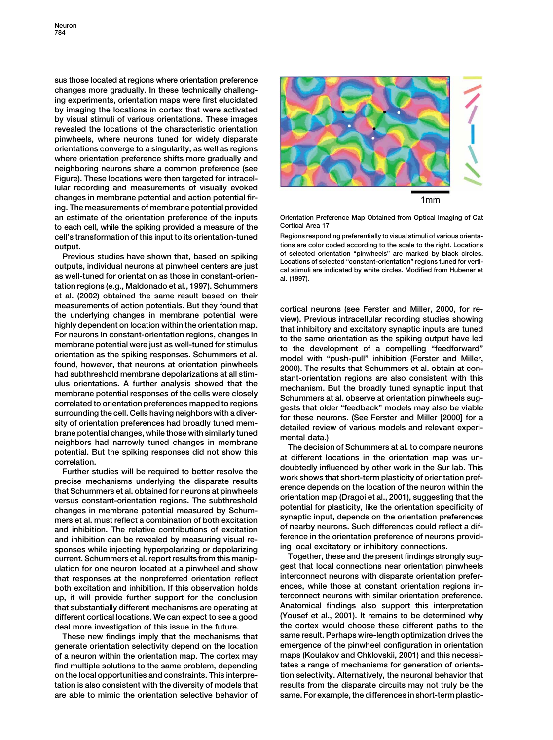sus those located at regions where orientation preference changes more gradually. In these technically challenging experiments, orientation maps were first elucidated by imaging the locations in cortex that were activated by visual stimuli of various orientations. These images revealed the locations of the characteristic orientation pinwheels, where neurons tuned for widely disparate orientations converge to a singularity, as well as regions where orientation preference shifts more gradually and neighboring neurons share a common preference (see Figure). These locations were then targeted for intracellular recording and measurements of visually evoked changes in membrane potential and action potential firing. The measurements of membrane potential provided an estimate of the orientation preference of the inputs to each cell, while the spiking provided a measure of the cell's transformation of this input to its orientation-tuned output.

Previous studies have shown that, based on spiking outputs, individual neurons at pinwheel centers are just as well-tuned for orientation as those in constant-orientation regions (e.g., Maldonado et al., 1997). Schummers et al. (2002) obtained the same result based on their measurements of action potentials. But they found that the underlying changes in membrane potential were highly dependent on location within the orientation map. For neurons in constant-orientation regions, changes in membrane potential were just as well-tuned for stimulus orientation as the spiking responses. Schummers et al. found, however, that neurons at orientation pinwheels had subthreshold membrane depolarizations at all stimulus orientations. A further analysis showed that the membrane potential responses of the cells were closely correlated to orientation preferences mapped to regions surrounding the cell. Cells having neighbors with a diversity of orientation preferences had broadly tuned membrane potential changes, while those with similarly tuned neighbors had narrowly tuned changes in membrane potential. But the spiking responses did not show this correlation.

Further studies will be required to better resolve the precise mechanisms underlying the disparate results that Schummers et al. obtained for neurons at pinwheels versus constant-orientation regions. The subthreshold changes in membrane potential measured by Schummers et al. must reflect a combination of both excitation and inhibition. The relative contributions of excitation and inhibition can be revealed by measuring visual responses while injecting hyperpolarizing or depolarizing current. Schummers et al. report results from this manipulation for one neuron located at a pinwheel and show that responses at the nonpreferred orientation reflect both excitation and inhibition. If this observation holds up, it will provide further support for the conclusion that substantially different mechanisms are operating at different cortical locations. We can expect to see a good deal more investigation of this issue in the future.

These new findings imply that the mechanisms that generate orientation selectivity depend on the location of a neuron within the orientation map. The cortex may find multiple solutions to the same problem, depending on the local opportunities and constraints. This interpretation is also consistent with the diversity of models that are able to mimic the orientation selective behavior of cortical neurons (see Ferster and Miller, 2000, for review). Previous intracellular recording studies showing that inhibitory and excitatory synaptic inputs are tuned to the same orientation as the spiking output have led to the development of a compelling "feedforward" model with "push-pull" inhibition (Ferster and Miller, 2000). The results that Schummers et al. obtain at constant-orientation regions are also consistent with this mechanism. But the broadly tuned synaptic input that Schummers at al. observe at orientation pinwheels suggests that older "feedback" models may also be viable for these neurons. (See Ferster and Miller [2000] for a detailed review of various models and relevant experimental data.)

The decision of Schummers at al. to compare neurons at different locations in the orientation map was undoubtedly influenced by other work in the Sur lab. This work shows that short-term plasticity of orientation preference depends on the location of the neuron within the orientation map (Dragoi et al., 2001), suggesting that the potential for plasticity, like the orientation specificity of synaptic input, depends on the orientation preferences of nearby neurons. Such differences could reflect a difference in the orientation preference of neurons providing local excitatory or inhibitory connections.

Together, these and the present findings strongly suggest that local connections near orientation pinwheels interconnect neurons with disparate orientation preferences, while those at constant orientation regions interconnect neurons with similar orientation preference. Anatomical findings also support this interpretation (Yousef et al., 2001). It remains to be determined why the cortex would choose these different paths to the same result. Perhaps wire-length optimization drives the emergence of the pinwheel configuration in orientation maps (Koulakov and Chklovskii, 2001) and this necessitates a range of mechanisms for generation of orientation selectivity. Alternatively, the neuronal behavior that results from the disparate circuits may not truly be the same. For example, the differences in short-term plastic-

Orientation Preference Map Obtained from Optical Imaging of Cat Cortical Area 17

Regions responding preferentially to visual stimuli of various orientations are color coded according to the scale to the right. Locations of selected orientation "pinwheels" are marked by black circles. Locations of selected "constant-orientation" regions tuned for vertical stimuli are indicated by white circles. Modified from Hubener et al. (1997).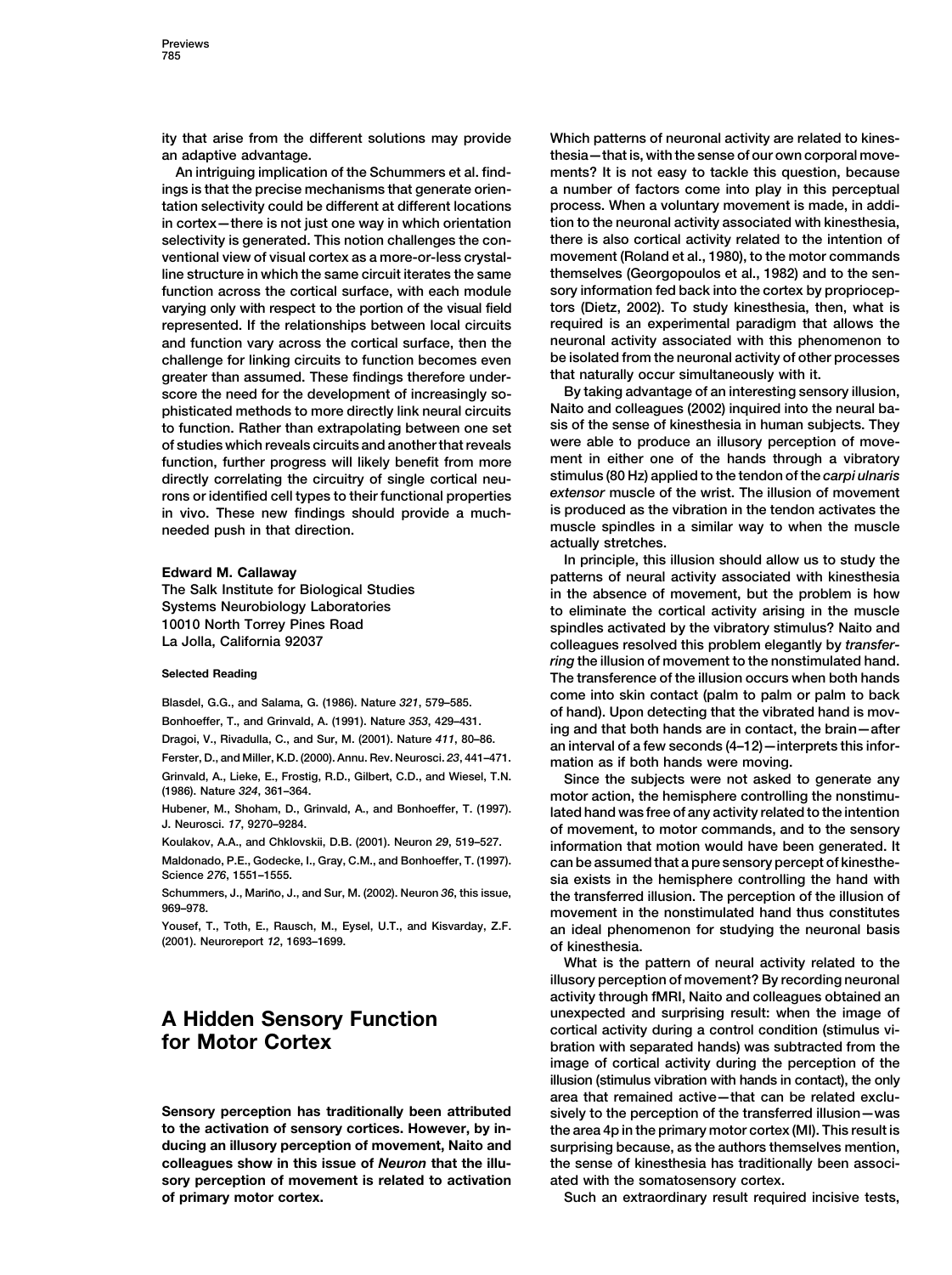ity that arise from the different solutions may provide an adaptive advantage.

An intriguing implication of the Schummers et al. findings is that the precise mechanisms that generate orientation selectivity could be different at different locations in cortex—there is not just one way in which orientation selectivity is generated. This notion challenges the conventional view of visual cortex as a more-or-less crystalline structure in which the same circuit iterates the same function across the cortical surface, with each module varying only with respect to the portion of the visual field represented. If the relationships between local circuits and function vary across the cortical surface, then the challenge for linking circuits to function becomes even greater than assumed. These findings therefore underscore the need for the development of increasingly sophisticated methods to more directly link neural circuits to function. Rather than extrapolating between one set of studies which reveals circuits and another that reveals function, further progress will likely benefit from more directly correlating the circuitry of single cortical neurons or identified cell types to their functional properties in vivo. These new findings should provide a much-needed push in that direction.

**Edward M. Callaway**
**The Salk Institute for Biological Studies**
**Systems Neurobiology Laboratories**
**10010 North Torrey Pines Road**
**La Jolla, California 92037**

**Selected Reading**

Blasdel, G.G., and Salama, G. (1986). Nature *321*, 579–585.

Bonhoeffer, T., and Grinvald, A. (1991). Nature *353*, 429–431.

Dragoi, V., Rivadulla, C., and Sur, M. (2001). Nature *411*, 80–86.

Ferster, D., and Miller, K.D. (2000). Annu. Rev. Neurosci. *23*, 441–471.

Grinvald, A., Lieke, E., Frostig, R.D., Gilbert, C.D., and Wiesel, T.N. (1986). Nature *324*, 361–364.

Hubener, M., Shoham, D., Grinvald, A., and Bonhoeffer, T. (1997). J. Neurosci. *17*, 9270–9284.

Koulakov, A.A., and Chklovskii, D.B. (2001). Neuron *29*, 519–527.

Maldonado, P.E., Godecke, I., Gray, C.M., and Bonhoeffer, T. (1997). Science *276*, 1551–1555.

Schummers, J., Mariño, J., and Sur, M. (2002). Neuron *36*, this issue, 969–978.

Yousef, T., Toth, E., Rausch, M., Eysel, U.T., and Kisvarday, Z.F. (2001). Neuroreport *12*, 1693–1699.

# A Hidden Sensory Function for Motor Cortex

**Sensory perception has traditionally been attributed to the activation of sensory cortices. However, by inducing an illusory perception of movement, Naito and colleagues show in this issue of *Neuron* that the illusory perception of movement is related to activation of primary motor cortex.**

Which patterns of neuronal activity are related to kinesthesia—that is, with the sense of our own corporal movements? It is not easy to tackle this question, because a number of factors come into play in this perceptual process. When a voluntary movement is made, in addition to the neuronal activity associated with kinesthesia, there is also cortical activity related to the intention of movement (Roland et al., 1980), to the motor commands themselves (Georgopoulos et al., 1982) and to the sensory information fed back into the cortex by proprioceptors (Dietz, 2002). To study kinesthesia, then, what is required is an experimental paradigm that allows the neuronal activity associated with this phenomenon to be isolated from the neuronal activity of other processes that naturally occur simultaneously with it.

By taking advantage of an interesting sensory illusion, Naito and colleagues (2002) inquired into the neural basis of the sense of kinesthesia in human subjects. They were able to produce an illusory perception of movement in either one of the hands through a vibratory stimulus (80 Hz) applied to the tendon of the *carpi ulnaris extensor* muscle of the wrist. The illusion of movement is produced as the vibration in the tendon activates the muscle spindles in a similar way to when the muscle actually stretches.

In principle, this illusion should allow us to study the patterns of neural activity associated with kinesthesia in the absence of movement, but the problem is how to eliminate the cortical activity arising in the muscle spindles activated by the vibratory stimulus? Naito and colleagues resolved this problem elegantly by *transferring* the illusion of movement to the nonstimulated hand. The transference of the illusion occurs when both hands come into skin contact (palm to palm or palm to back of hand). Upon detecting that the vibrated hand is moving and that both hands are in contact, the brain—after an interval of a few seconds (4–12)—interprets this information as if both hands were moving.

Since the subjects were not asked to generate any motor action, the hemisphere controlling the nonstimulated hand was free of any activity related to the intention of movement, to motor commands, and to the sensory information that motion would have been generated. It can be assumed that a pure sensory percept of kinesthesia exists in the hemisphere controlling the hand with the transferred illusion. The perception of the illusion of movement in the nonstimulated hand thus constitutes an ideal phenomenon for studying the neuronal basis of kinesthesia.

What is the pattern of neural activity related to the illusory perception of movement? By recording neuronal activity through fMRI, Naito and colleagues obtained an unexpected and surprising result: when the image of cortical activity during a control condition (stimulus vibration with separated hands) was subtracted from the image of cortical activity during the perception of the illusion (stimulus vibration with hands in contact), the only area that remained active—that can be related exclusively to the perception of the transferred illusion—was the area 4p in the primary motor cortex (MI). This result is surprising because, as the authors themselves mention, the sense of kinesthesia has traditionally been associated with the somatosensory cortex.

Such an extraordinary result required incisive tests,